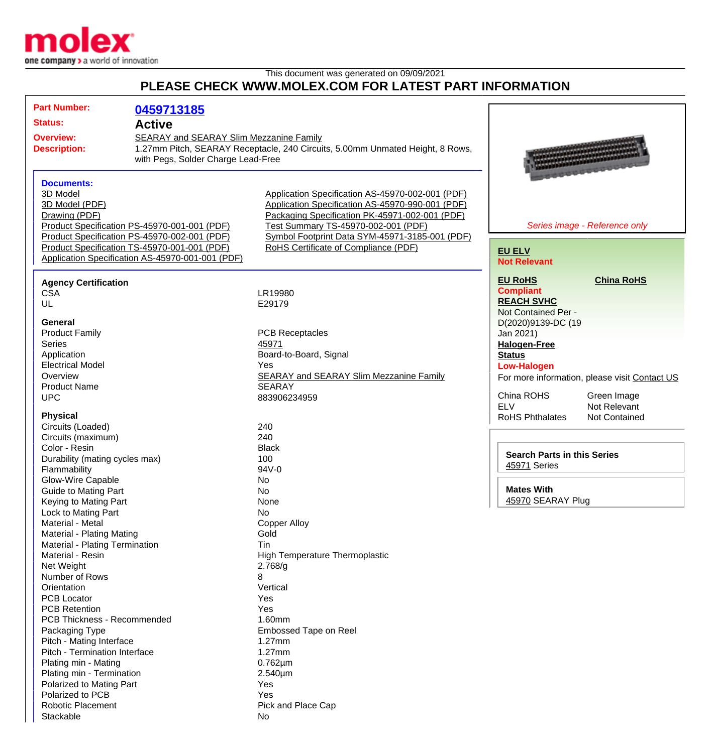This document was generated on 09/09/2021

# PLEASE CHECK WWW.MOLEX.COM FOR LATEST PART INFORMATION

**Part Number:** 0459713185

**Status:** Active

**Overview:** SEARAY and SEARAY Slim Mezzanine Family

**Description:** 1.27mm Pitch, SEARAY Receptacle, 240 Circuits, 5.00mm Unmated Height, 8 Rows, with Pegs, Solder Charge Lead-Free

*Series image - Reference only*

### Documents:

- 3D Model
- 3D Model (PDF)
- Drawing (PDF)
- Product Specification PS-45970-001-001 (PDF)
- Product Specification PS-45970-002-001 (PDF)
- Product Specification TS-45970-001-001 (PDF)
- Application Specification AS-45970-001-001 (PDF)
- Application Specification AS-45970-002-001 (PDF)
- Application Specification AS-45970-990-001 (PDF)
- Packaging Specification PK-45971-002-001 (PDF)
- Test Summary TS-45970-002-001 (PDF)
- Symbol Footprint Data SYM-45971-3185-001 (PDF)
- RoHS Certificate of Compliance (PDF)

**EU ELV**
Not Relevant

**EU RoHS**
Compliant

**China RoHS**

**REACH SVHC**
Not Contained Per - D(2020)9139-DC (19 Jan 2021)

**Halogen-Free Status**
Low-Halogen

For more information, please visit Contact US

| | |
|---|---|
| China ROHS | Green Image |
| ELV | Not Relevant |
| RoHS Phthalates | Not Contained |

**Search Parts in this Series**
45971 Series

**Mates With**
45970 SEARAY Plug

### Agency Certification

| | |
|---|---|
| CSA | LR19980 |
| UL | E29179 |

### General

| | |
|---|---|
| Product Family | PCB Receptacles |
| Series | 45971 |
| Application | Board-to-Board, Signal |
| Electrical Model | Yes |
| Overview | SEARAY and SEARAY Slim Mezzanine Family |
| Product Name | SEARAY |
| UPC | 883906234959 |

### Physical

| | |
|---|---|
| Circuits (Loaded) | 240 |
| Circuits (maximum) | 240 |
| Color - Resin | Black |
| Durability (mating cycles max) | 100 |
| Flammability | 94V-0 |
| Glow-Wire Capable | No |
| Guide to Mating Part | No |
| Keying to Mating Part | None |
| Lock to Mating Part | No |
| Material - Metal | Copper Alloy |
| Material - Plating Mating | Gold |
| Material - Plating Termination | Tin |
| Material - Resin | High Temperature Thermoplastic |
| Net Weight | 2.768/g |
| Number of Rows | 8 |
| Orientation | Vertical |
| PCB Locator | Yes |
| PCB Retention | Yes |
| PCB Thickness - Recommended | 1.60mm |
| Packaging Type | Embossed Tape on Reel |
| Pitch - Mating Interface | 1.27mm |
| Pitch - Termination Interface | 1.27mm |
| Plating min - Mating | 0.762µm |
| Plating min - Termination | 2.540µm |
| Polarized to Mating Part | Yes |
| Polarized to PCB | Yes |
| Robotic Placement | Pick and Place Cap |
| Stackable | No |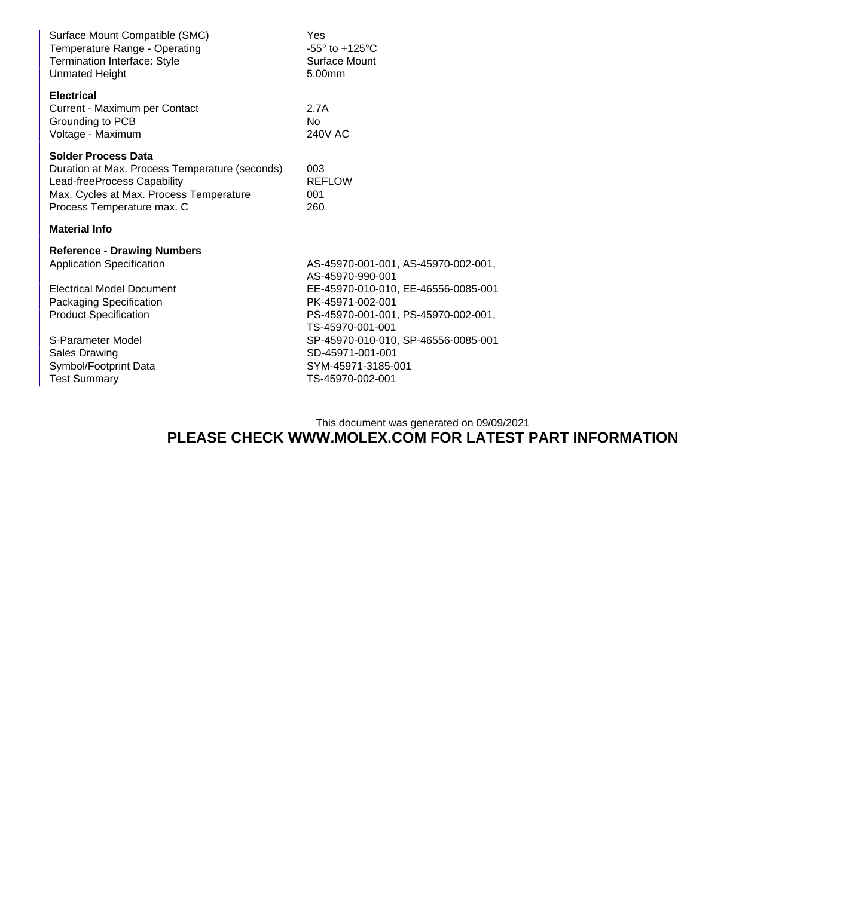| | |
|---|---|
| Surface Mount Compatible (SMC) | Yes |
| Temperature Range - Operating | -55° to +125°C |
| Termination Interface: Style | Surface Mount |
| Unmated Height | 5.00mm |

**Electrical**

| | |
|---|---|
| Current - Maximum per Contact | 2.7A |
| Grounding to PCB | No |
| Voltage - Maximum | 240V AC |

**Solder Process Data**

| | |
|---|---|
| Duration at Max. Process Temperature (seconds) | 003 |
| Lead-freeProcess Capability | REFLOW |
| Max. Cycles at Max. Process Temperature | 001 |
| Process Temperature max. C | 260 |

**Material Info**

**Reference - Drawing Numbers**

| | |
|---|---|
| Application Specification | AS-45970-001-001, AS-45970-002-001, AS-45970-990-001 |
| Electrical Model Document | EE-45970-010-010, EE-46556-0085-001 |
| Packaging Specification | PK-45971-002-001 |
| Product Specification | PS-45970-001-001, PS-45970-002-001, TS-45970-001-001 |
| S-Parameter Model | SP-45970-010-010, SP-46556-0085-001 |
| Sales Drawing | SD-45971-001-001 |
| Symbol/Footprint Data | SYM-45971-3185-001 |
| Test Summary | TS-45970-002-001 |

This document was generated on 09/09/2021

**PLEASE CHECK WWW.MOLEX.COM FOR LATEST PART INFORMATION**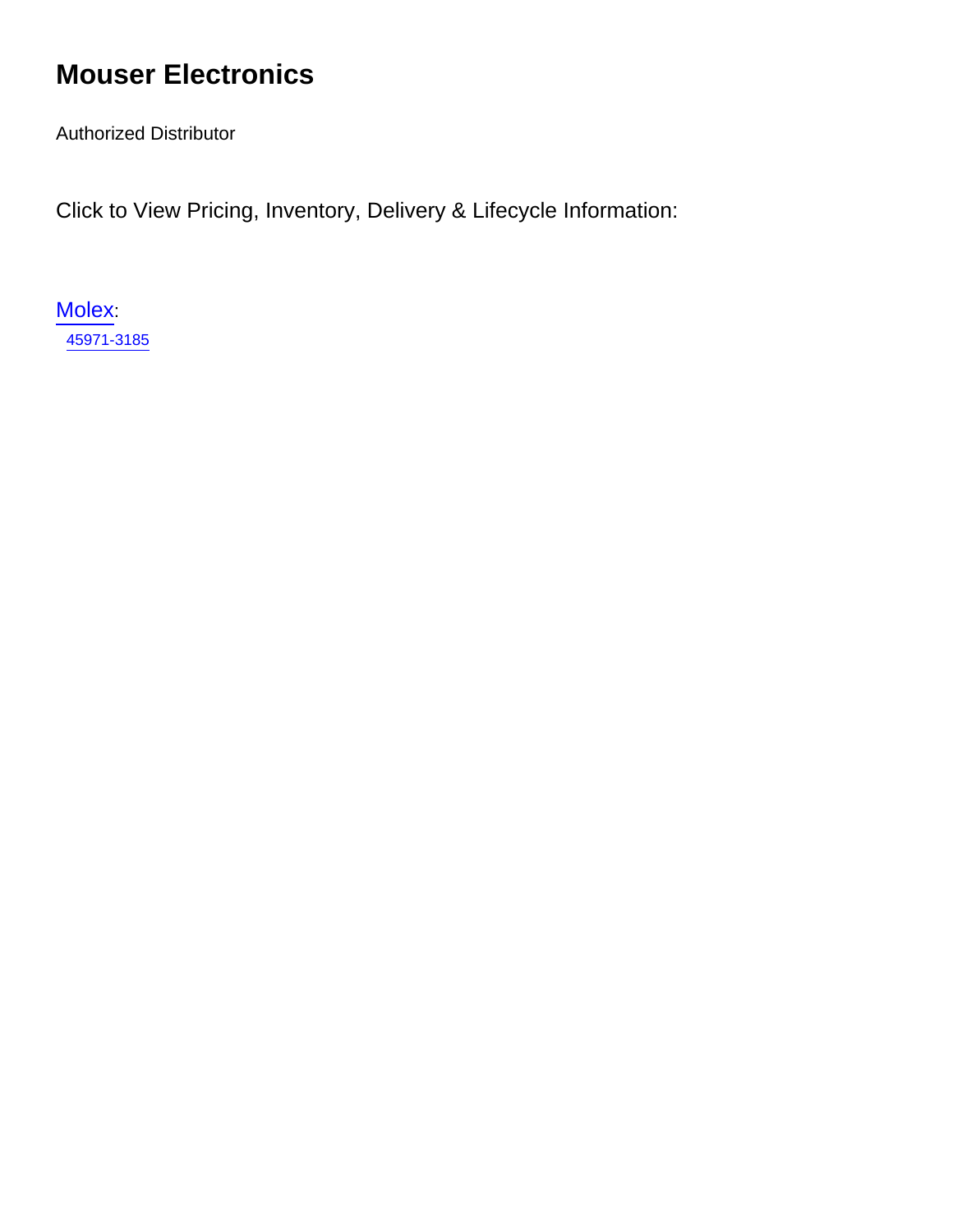# Mouser Electronics

Authorized Distributor

Click to View Pricing, Inventory, Delivery & Lifecycle Information:

Molex:

45971-3185